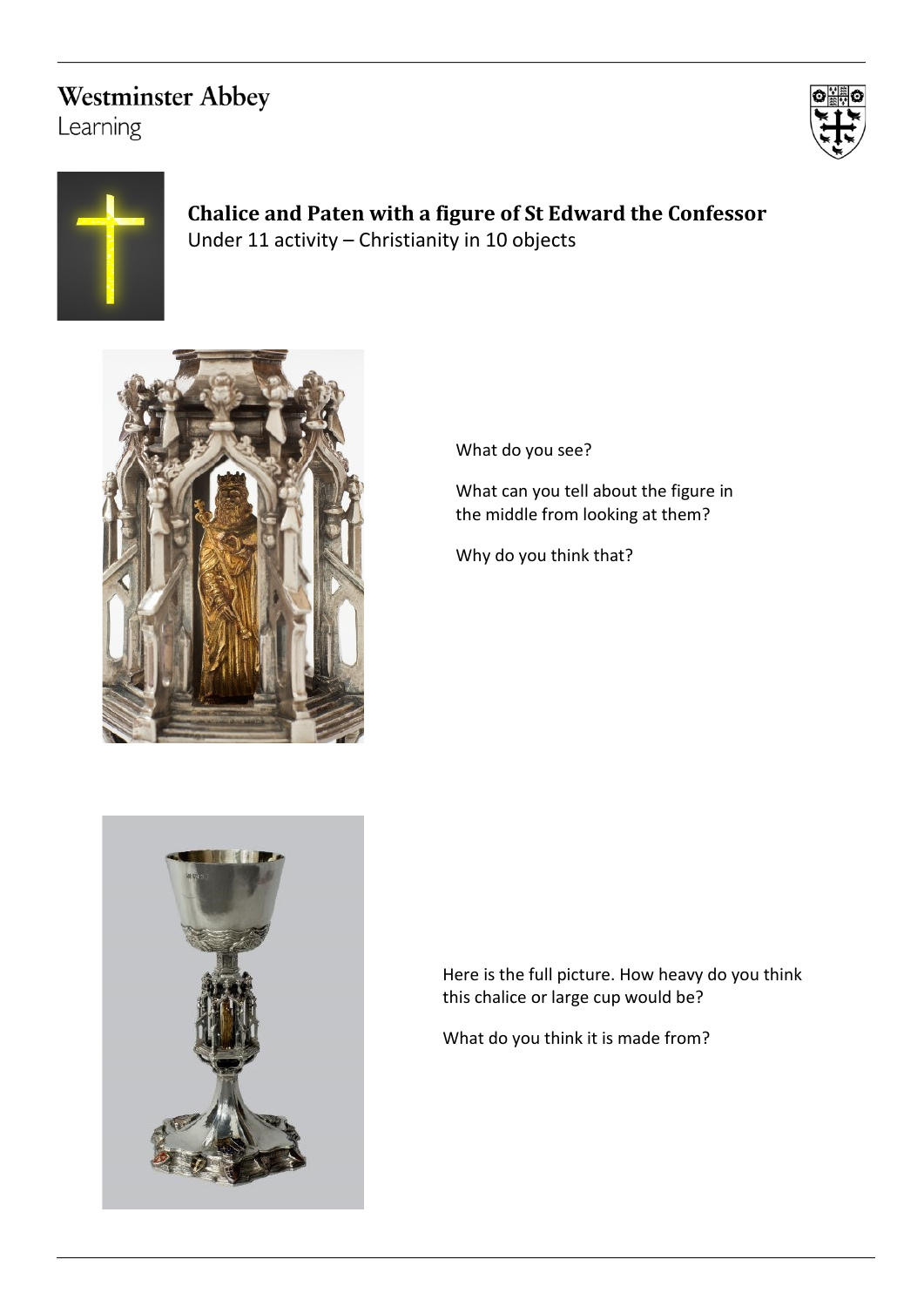Westminster Abbey
Learning

# Chalice and Paten with a figure of St Edward the Confessor

Under 11 activity – Christianity in 10 objects

What do you see?

What can you tell about the figure in the middle from looking at them?

Why do you think that?

Here is the full picture. How heavy do you think this chalice or large cup would be?

What do you think it is made from?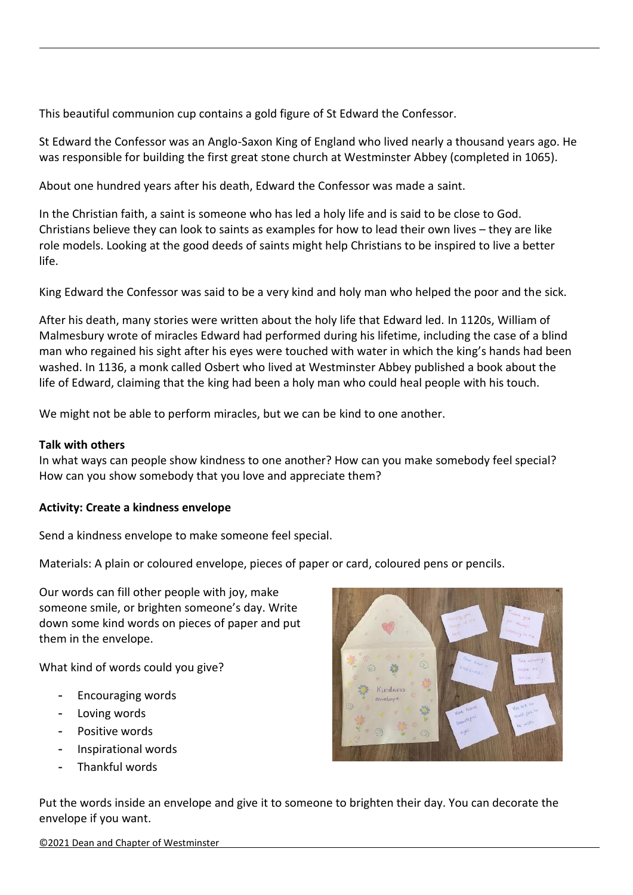This beautiful communion cup contains a gold figure of St Edward the Confessor.

St Edward the Confessor was an Anglo-Saxon King of England who lived nearly a thousand years ago. He was responsible for building the first great stone church at Westminster Abbey (completed in 1065).

About one hundred years after his death, Edward the Confessor was made a saint.

In the Christian faith, a saint is someone who has led a holy life and is said to be close to God. Christians believe they can look to saints as examples for how to lead their own lives – they are like role models. Looking at the good deeds of saints might help Christians to be inspired to live a better life.

King Edward the Confessor was said to be a very kind and holy man who helped the poor and the sick.

After his death, many stories were written about the holy life that Edward led. In 1120s, William of Malmesbury wrote of miracles Edward had performed during his lifetime, including the case of a blind man who regained his sight after his eyes were touched with water in which the king's hands had been washed. In 1136, a monk called Osbert who lived at Westminster Abbey published a book about the life of Edward, claiming that the king had been a holy man who could heal people with his touch.

We might not be able to perform miracles, but we can be kind to one another.

**Talk with others**

In what ways can people show kindness to one another? How can you make somebody feel special? How can you show somebody that you love and appreciate them?

**Activity: Create a kindness envelope**

Send a kindness envelope to make someone feel special.

Materials: A plain or coloured envelope, pieces of paper or card, coloured pens or pencils.

Our words can fill other people with joy, make someone smile, or brighten someone's day. Write down some kind words on pieces of paper and put them in the envelope.

What kind of words could you give?

- Encouraging words
- Loving words
- Positive words
- Inspirational words
- Thankful words

Put the words inside an envelope and give it to someone to brighten their day. You can decorate the envelope if you want.

©2021 Dean and Chapter of Westminster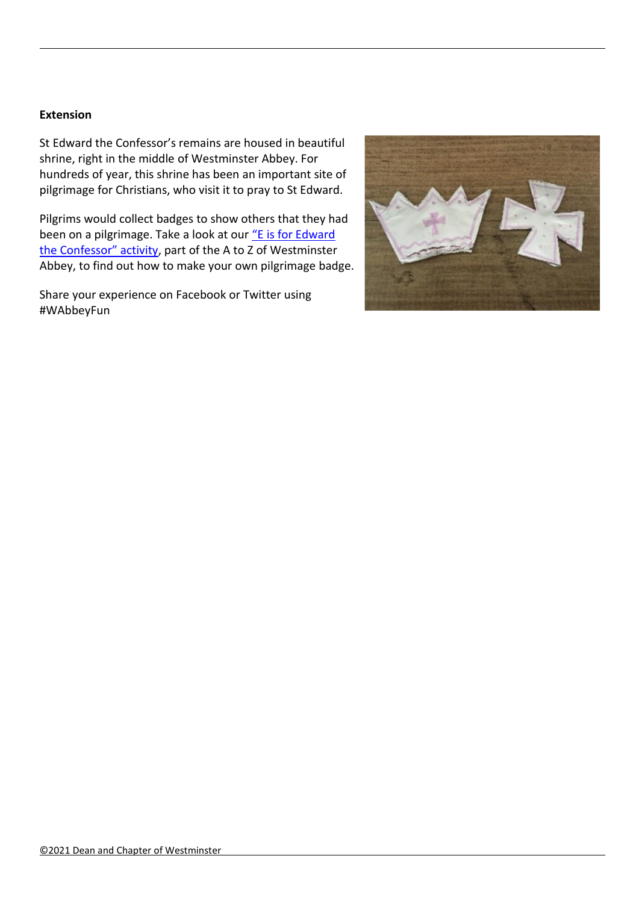**Extension**

St Edward the Confessor's remains are housed in beautiful shrine, right in the middle of Westminster Abbey. For hundreds of year, this shrine has been an important site of pilgrimage for Christians, who visit it to pray to St Edward.

Pilgrims would collect badges to show others that they had been on a pilgrimage. Take a look at our "E is for Edward the Confessor" activity, part of the A to Z of Westminster Abbey, to find out how to make your own pilgrimage badge.

Share your experience on Facebook or Twitter using #WAbbeyFun